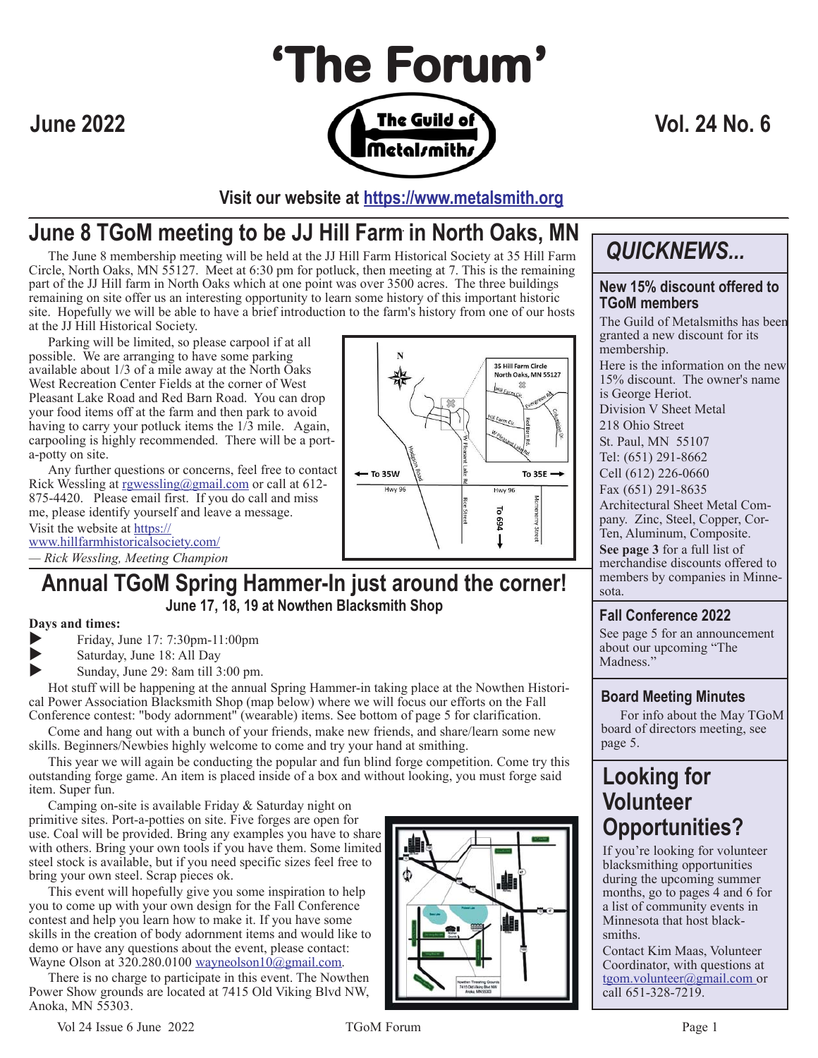# 'The Forum'

June 2022 — The Guild of Metalsmiths — Vol. 24 No. 6

**Visit our website at [https://www.metalsmith.org](https://www.metalsmith.org)**

## June 8 TGoM meeting to be JJ Hill Farm in North Oaks, MN

The June 8 membership meeting will be held at the JJ Hill Farm Historical Society at 35 Hill Farm Circle, North Oaks, MN 55127. Meet at 6:30 pm for potluck, then meeting at 7. This is the remaining part of the JJ Hill farm in North Oaks which at one point was over 3500 acres. The three buildings remaining on site offer us an interesting opportunity to learn some history of this important historic site. Hopefully we will be able to have a brief introduction to the farm's history from one of our hosts at the JJ Hill Historical Society.

Parking will be limited, so please carpool if at all possible. We are arranging to have some parking available about 1/3 of a mile away at the North Oaks West Recreation Center Fields at the corner of West Pleasant Lake Road and Red Barn Road. You can drop your food items off at the farm and then park to avoid having to carry your potluck items the 1/3 mile. Again, carpooling is highly recommended. There will be a port-a-potty on site.

Any further questions or concerns, feel free to contact Rick Wessling at rgwessling@gmail.com or call at 612-875-4420. Please email first. If you do call and miss me, please identify yourself and leave a message.

Visit the website at https://www.hillfarmhistoricalsociety.com/

*— Rick Wessling, Meeting Champion*

## Annual TGoM Spring Hammer-In just around the corner!

### June 17, 18, 19 at Nowthen Blacksmith Shop

**Days and times:**

- Friday, June 17: 7:30pm-11:00pm
- Saturday, June 18: All Day
- Sunday, June 29: 8am till 3:00 pm.

Hot stuff will be happening at the annual Spring Hammer-in taking place at the Nowthen Historical Power Association Blacksmith Shop (map below) where we will focus our efforts on the Fall Conference contest: "body adornment" (wearable) items. See bottom of page 5 for clarification.

Come and hang out with a bunch of your friends, make new friends, and share/learn some new skills. Beginners/Newbies highly welcome to come and try your hand at smithing.

This year we will again be conducting the popular and fun blind forge competition. Come try this outstanding forge game. An item is placed inside of a box and without looking, you must forge said item. Super fun.

Camping on-site is available Friday & Saturday night on primitive sites. Port-a-potties on site. Five forges are open for use. Coal will be provided. Bring any examples you have to share with others. Bring your own tools if you have them. Some limited steel stock is available, but if you need specific sizes feel free to bring your own steel. Scrap pieces ok.

This event will hopefully give you some inspiration to help you to come up with your own design for the Fall Conference contest and help you learn how to make it. If you have some skills in the creation of body adornment items and would like to demo or have any questions about the event, please contact: Wayne Olson at 320.280.0100 wayneolson10@gmail.com.

There is no charge to participate in this event. The Nowthen Power Show grounds are located at 7415 Old Viking Blvd NW, Anoka, MN 55303.

## QUICKNEWS...

### New 15% discount offered to TGoM members

The Guild of Metalsmiths has been granted a new discount for its membership.

Here is the information on the new 15% discount. The owner's name is George Heriot.

Division V Sheet Metal
218 Ohio Street
St. Paul, MN 55107
Tel: (651) 291-8662
Cell (612) 226-0660
Fax (651) 291-8635

Architectural Sheet Metal Company. Zinc, Steel, Copper, Cor-Ten, Aluminum, Composite.

**See page 3** for a full list of merchandise discounts offered to members by companies in Minnesota.

### Fall Conference 2022

See page 5 for an announcement about our upcoming "The Madness."

### Board Meeting Minutes

For info about the May TGoM board of directors meeting, see page 5.

### Looking for Volunteer Opportunities?

If you're looking for volunteer blacksmithing opportunities during the upcoming summer months, go to pages 4 and 6 for a list of community events in Minnesota that host blacksmiths.

Contact Kim Maas, Volunteer Coordinator, with questions at tgom.volunteer@gmail.com or call 651-328-7219.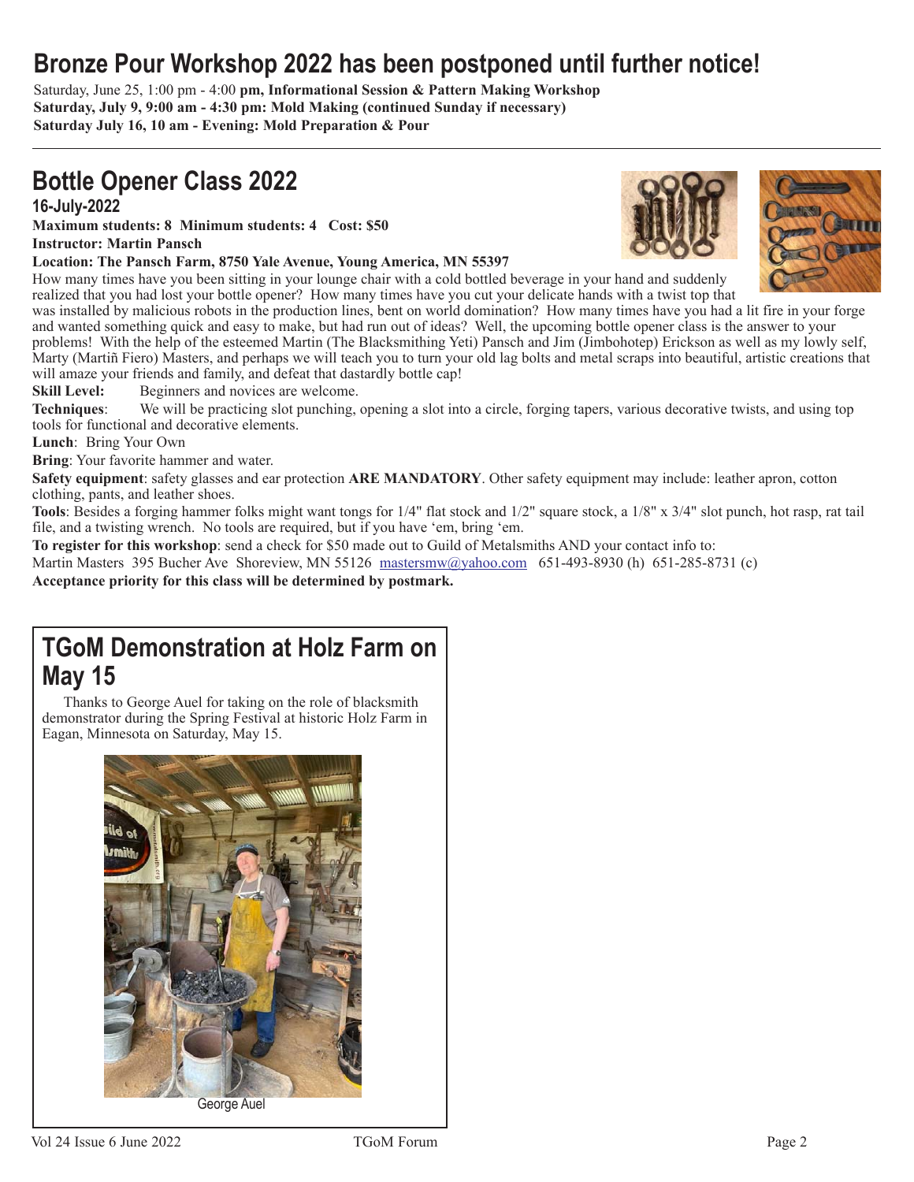# Bronze Pour Workshop 2022 has been postponed until further notice!

Saturday, June 25, 1:00 pm - 4:00 **pm, Informational Session & Pattern Making Workshop**
**Saturday, July 9, 9:00 am - 4:30 pm: Mold Making (continued Sunday if necessary)**
**Saturday July 16, 10 am - Evening: Mold Preparation & Pour**

---

# Bottle Opener Class 2022

## 16-July-2022

**Maximum students: 8 Minimum students: 4 Cost: $50**
**Instructor: Martin Pansch**
**Location: The Pansch Farm, 8750 Yale Avenue, Young America, MN 55397**

How many times have you been sitting in your lounge chair with a cold bottled beverage in your hand and suddenly realized that you had lost your bottle opener? How many times have you cut your delicate hands with a twist top that was installed by malicious robots in the production lines, bent on world domination? How many times have you had a lit fire in your forge and wanted something quick and easy to make, but had run out of ideas? Well, the upcoming bottle opener class is the answer to your problems! With the help of the esteemed Martin (The Blacksmithing Yeti) Pansch and Jim (Jimbohotep) Erickson as well as my lowly self, Marty (Martiñ Fiero) Masters, and perhaps we will teach you to turn your old lag bolts and metal scraps into beautiful, artistic creations that will amaze your friends and family, and defeat that dastardly bottle cap!

**Skill Level:** Beginners and novices are welcome.

**Techniques**: We will be practicing slot punching, opening a slot into a circle, forging tapers, various decorative twists, and using top tools for functional and decorative elements.

**Lunch**: Bring Your Own

**Bring**: Your favorite hammer and water.

**Safety equipment**: safety glasses and ear protection **ARE MANDATORY**. Other safety equipment may include: leather apron, cotton clothing, pants, and leather shoes.

**Tools**: Besides a forging hammer folks might want tongs for 1/4" flat stock and 1/2" square stock, a 1/8" x 3/4" slot punch, hot rasp, rat tail file, and a twisting wrench. No tools are required, but if you have 'em, bring 'em.

**To register for this workshop**: send a check for $50 made out to Guild of Metalsmiths AND your contact info to:
Martin Masters 395 Bucher Ave Shoreview, MN 55126 mastersmw@yahoo.com 651-493-8930 (h) 651-285-8731 (c)

**Acceptance priority for this class will be determined by postmark.**

# TGoM Demonstration at Holz Farm on May 15

Thanks to George Auel for taking on the role of blacksmith demonstrator during the Spring Festival at historic Holz Farm in Eagan, Minnesota on Saturday, May 15.

George Auel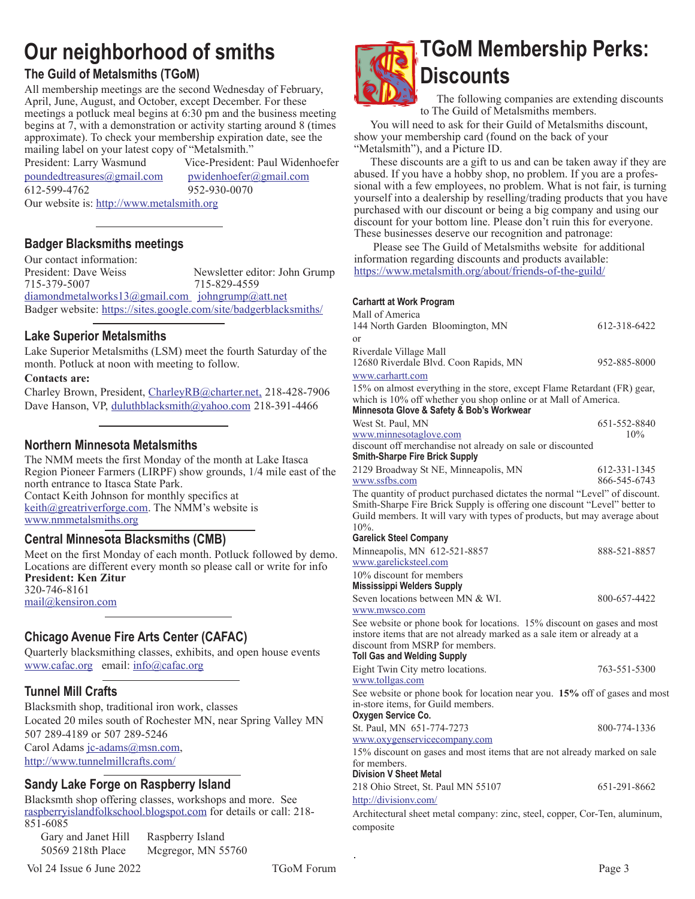# Our neighborhood of smiths

## The Guild of Metalsmiths (TGoM)

All membership meetings are the second Wednesday of February, April, June, August, and October, except December. For these meetings a potluck meal begins at 6:30 pm and the business meeting begins at 7, with a demonstration or activity starting around 8 (times approximate). To check your membership expiration date, see the mailing label on your latest copy of "Metalsmith."

President: Larry Wasmund
poundedtreasures@gmail.com
612-599-4762

Vice-President: Paul Widenhoefer
pwidenhoefer@gmail.com
952-930-0070

Our website is: http://www.metalsmith.org

## Badger Blacksmiths meetings

Our contact information:

President: Dave Weiss
715-379-5007
diamondmetalworks13@gmail.com

Newsletter editor: John Grump
715-829-4559
johngrump@att.net

Badger website: https://sites.google.com/site/badgerblacksmiths/

## Lake Superior Metalsmiths

Lake Superior Metalsmiths (LSM) meet the fourth Saturday of the month. Potluck at noon with meeting to follow.

**Contacts are:**

Charley Brown, President, CharleyRB@charter.net, 218-428-7906
Dave Hanson, VP, duluthblacksmith@yahoo.com 218-391-4466

## Northern Minnesota Metalsmiths

The NMM meets the first Monday of the month at Lake Itasca Region Pioneer Farmers (LIRPF) show grounds, 1/4 mile east of the north entrance to Itasca State Park.
Contact Keith Johnson for monthly specifics at keith@greatriverforge.com. The NMM's website is www.nmmetalsmiths.org

## Central Minnesota Blacksmiths (CMB)

Meet on the first Monday of each month. Potluck followed by demo. Locations are different every month so please call or write for info
**President: Ken Zitur**
320-746-8161
mail@kensiron.com

## Chicago Avenue Fire Arts Center (CAFAC)

Quarterly blacksmithing classes, exhibits, and open house events
www.cafac.org email: info@cafac.org

## Tunnel Mill Crafts

Blacksmith shop, traditional iron work, classes
Located 20 miles south of Rochester MN, near Spring Valley MN
507 289-4189 or 507 289-5246
Carol Adams jc-adams@msn.com,
http://www.tunnelmillcrafts.com/

## Sandy Lake Forge on Raspberry Island

Blacksmth shop offering classes, workshops and more. See raspberryislandfolkschool.blogspot.com for details or call: 218-851-6085

Gary and Janet Hill
50569 218th Place

Raspberry Island
Mcgregor, MN 55760

# TGoM Membership Perks: Discounts

The following companies are extending discounts to The Guild of Metalsmiths members.

You will need to ask for their Guild of Metalsmiths discount, show your membership card (found on the back of your "Metalsmith"), and a Picture ID.

These discounts are a gift to us and can be taken away if they are abused. If you have a hobby shop, no problem. If you are a professional with a few employees, no problem. What is not fair, is turning yourself into a dealership by reselling/trading products that you have purchased with our discount or being a big company and using our discount for your bottom line. Please don't ruin this for everyone. These businesses deserve our recognition and patronage:

Please see The Guild of Metalsmiths website for additional information regarding discounts and products available: https://www.metalsmith.org/about/friends-of-the-guild/

**Carhartt at Work Program**
Mall of America
144 North Garden Bloomington, MN — 612-318-6422
or
Riverdale Village Mall
12680 Riverdale Blvd. Coon Rapids, MN — 952-885-8000
www.carhartt.com
15% on almost everything in the store, except Flame Retardant (FR) gear, which is 10% off whether you shop online or at Mall of America.

**Minnesota Glove & Safety & Bob's Workwear**
West St. Paul, MN — 651-552-8840
www.minnesotaglove.com — 10%
discount off merchandise not already on sale or discounted

**Smith-Sharpe Fire Brick Supply**
2129 Broadway St NE, Minneapolis, MN — 612-331-1345
www.ssfbs.com — 866-545-6743
The quantity of product purchased dictates the normal "Level" of discount. Smith-Sharpe Fire Brick Supply is offering one discount "Level" better to Guild members. It will vary with types of products, but may average about 10%.

**Garelick Steel Company**
Minneapolis, MN 612-521-8857 — 888-521-8857
www.garelicksteel.com
10% discount for members

**Mississippi Welders Supply**
Seven locations between MN & WI. — 800-657-4422
www.mwsco.com
See website or phone book for locations. 15% discount on gases and most instore items that are not already marked as a sale item or already at a discount from MSRP for members.

**Toll Gas and Welding Supply**
Eight Twin City metro locations. — 763-551-5300
www.tollgas.com
See website or phone book for location near you. **15%** off of gases and most in-store items, for Guild members.

**Oxygen Service Co.**
St. Paul, MN 651-774-7273 — 800-774-1336
www.oxygenservicecompany.com
15% discount on gases and most items that are not already marked on sale for members.

**Division V Sheet Metal**
218 Ohio Street, St. Paul MN 55107 — 651-291-8662
http://divisionv.com/
Architectural sheet metal company: zinc, steel, copper, Cor-Ten, aluminum, composite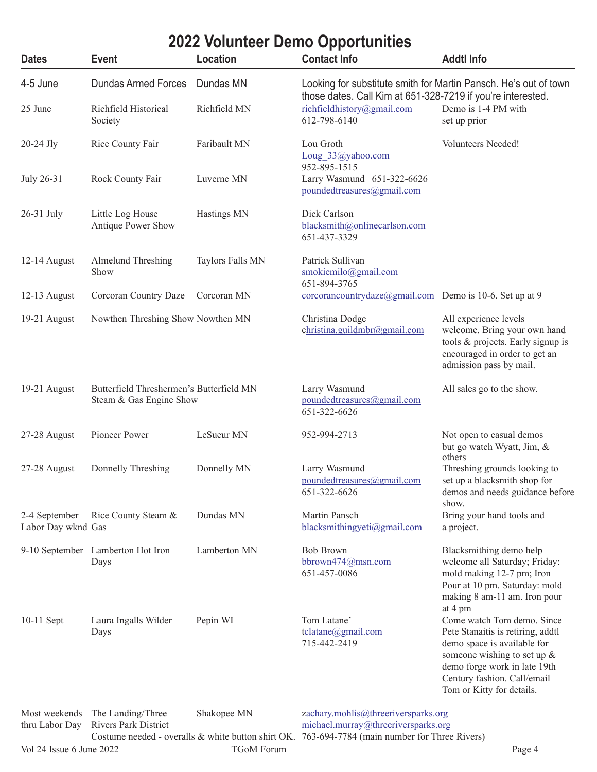# 2022 Volunteer Demo Opportunities

| Dates | Event | Location | Contact Info | Addtl Info |
|---|---|---|---|---|
| 4-5 June | Dundas Armed Forces | Dundas MN | Looking for substitute smith for Martin Pansch. He's out of town those dates. Call Kim at 651-328-7219 if you're interested. | |
| 25 June | Richfield Historical Society | Richfield MN | richfieldhistory@gmail.com 612-798-6140 | Demo is 1-4 PM with set up prior |
| 20-24 Jly | Rice County Fair | Faribault MN | Lou Groth Loug_33@yahoo.com 952-895-1515 | Volunteers Needed! |
| July 26-31 | Rock County Fair | Luverne MN | Larry Wasmund 651-322-6626 poundedtreasures@gmail.com | |
| 26-31 July | Little Log House Antique Power Show | Hastings MN | Dick Carlson blacksmith@onlinecarlson.com 651-437-3329 | |
| 12-14 August | Almelund Threshing Show | Taylors Falls MN | Patrick Sullivan smokiemilo@gmail.com 651-894-3765 | |
| 12-13 August | Corcoran Country Daze | Corcoran MN | corcorancountrydaze@gmail.com | Demo is 10-6. Set up at 9 |
| 19-21 August | Nowthen Threshing Show | Nowthen MN | Christina Dodge christina.guildmbr@gmail.com | All experience levels welcome. Bring your own hand tools & projects. Early signup is encouraged in order to get an admission pass by mail. |
| 19-21 August | Butterfield Threshermen's Steam & Gas Engine Show | Butterfield MN | Larry Wasmund poundedtreasures@gmail.com 651-322-6626 | All sales go to the show. |
| 27-28 August | Pioneer Power | LeSueur MN | 952-994-2713 | Not open to casual demos but go watch Wyatt, Jim, & others |
| 27-28 August | Donnelly Threshing | Donnelly MN | Larry Wasmund poundedtreasures@gmail.com 651-322-6626 | Threshing grounds looking to set up a blacksmith shop for demos and needs guidance before show. |
| 2-4 September Labor Day wknd | Rice County Steam & Gas | Dundas MN | Martin Pansch blacksmithingyeti@gmail.com | Bring your hand tools and a project. |
| 9-10 September | Lamberton Hot Iron Days | Lamberton MN | Bob Brown bbrown474@msn.com 651-457-0086 | Blacksmithing demo help welcome all Saturday; Friday: mold making 12-7 pm; Iron Pour at 10 pm. Saturday: mold making 8 am-11 am. Iron pour at 4 pm |
| 10-11 Sept | Laura Ingalls Wilder Days | Pepin WI | Tom Latane' tclatane@gmail.com 715-442-2419 | Come watch Tom demo. Since Pete Stanaitis is retiring, addtl demo space is available for someone wishing to set up & demo forge work in late 19th Century fashion. Call/email Tom or Kitty for details. |
| Most weekends thru Labor Day | The Landing/Three Rivers Park District. Costume needed - overalls & white button shirt OK. | Shakopee MN | zachary.mohlis@threeriversparks.org michael.murray@threeriversparks.org 763-694-7784 (main number for Three Rivers) | |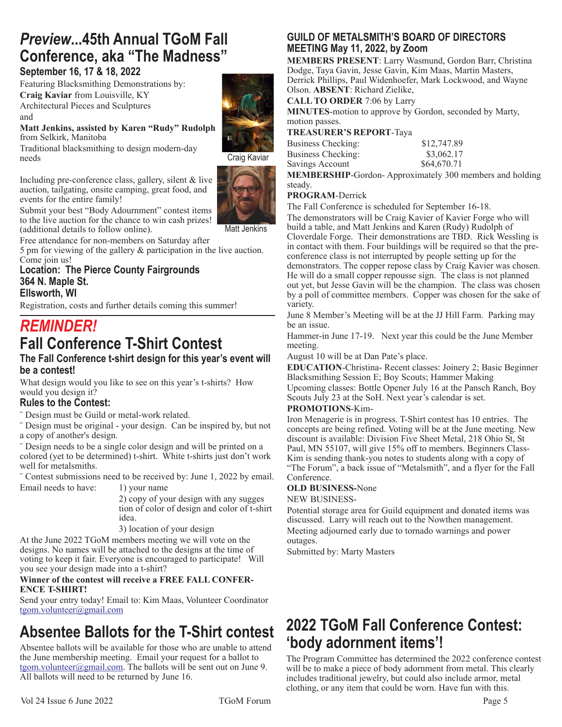# *Preview*...45th Annual TGoM Fall Conference, aka "The Madness"

### September 16, 17 & 18, 2022

Featuring Blacksmithing Demonstrations by:

**Craig Kaviar** from Louisville, KY

Architectural Pieces and Sculptures

and

**Matt Jenkins, assisted by Karen "Rudy" Rudolph** from Selkirk, Manitoba

Traditional blacksmithing to design modern-day needs

Craig Kaviar

Matt Jenkins

Including pre-conference class, gallery, silent & live auction, tailgating, onsite camping, great food, and events for the entire family!

Submit your best "Body Adournment" contest items to the live auction for the chance to win cash prizes! (additional details to follow online).

Free attendance for non-members on Saturday after 5 pm for viewing of the gallery & participation in the live auction. Come join us!

### Location: The Pierce County Fairgrounds
### 364 N. Maple St.
### Ellsworth, WI

Registration, costs and further details coming this summer!

# *REMINDER!*

# Fall Conference T-Shirt Contest

### The Fall Conference t-shirt design for this year's event will be a contest!

What design would you like to see on this year's t-shirts? How would you design it?

### Rules to the Contest:

- Design must be Guild or metal-work related.
- Design must be original - your design. Can be inspired by, but not a copy of another's design.
- Design needs to be a single color design and will be printed on a colored (yet to be determined) t-shirt. White t-shirts just don't work well for metalsmiths.
- Contest submissions need to be received by: June 1, 2022 by email.

Email needs to have:
1) your name
2) copy of your design with any sugges tion of color of design and color of t-shirt idea.
3) location of your design

At the June 2022 TGoM members meeting we will vote on the designs. No names will be attached to the designs at the time of voting to keep it fair. Everyone is encouraged to participate! Will you see your design made into a t-shirt?

**Winner of the contest will receive a FREE FALL CONFERENCE T-SHIRT!**

Send your entry today! Email to: Kim Maas, Volunteer Coordinator tgom.volunteer@gmail.com

# Absentee Ballots for the T-Shirt contest

Absentee ballots will be available for those who are unable to attend the June membership meeting. Email your request for a ballot to tgom.volunteer@gmail.com. The ballots will be sent out on June 9. All ballots will need to be returned by June 16.

## GUILD OF METALSMITH'S BOARD OF DIRECTORS MEETING May 11, 2022, by Zoom

**MEMBERS PRESENT**: Larry Wasmund, Gordon Barr, Christina Dodge, Taya Gavin, Jesse Gavin, Kim Maas, Martin Masters, Derrick Phillips, Paul Widenhoefer, Mark Lockwood, and Wayne Olson. **ABSENT**: Richard Zielike,

**CALL TO ORDER** 7:06 by Larry

**MINUTES**-motion to approve by Gordon, seconded by Marty, motion passes.

**TREASURER'S REPORT**-Taya

| | |
|---|---|
| Business Checking: | $12,747.89 |
| Business Checking: | $3,062.17 |
| Savings Account | $64,670.71 |

**MEMBERSHIP**-Gordon- Approximately 300 members and holding steady.

**PROGRAM**-Derrick

The Fall Conference is scheduled for September 16-18.

The demonstrators will be Craig Kavier of Kavier Forge who will build a table, and Matt Jenkins and Karen (Rudy) Rudolph of Cloverdale Forge. Their demonstrations are TBD. Rick Wessling is in contact with them. Four buildings will be required so that the pre-conference class is not interrupted by people setting up for the demonstrators. The copper repose class by Craig Kavier was chosen. He will do a small copper repousse sign. The class is not planned out yet, but Jesse Gavin will be the champion. The class was chosen by a poll of committee members. Copper was chosen for the sake of variety.

June 8 Member's Meeting will be at the JJ Hill Farm. Parking may be an issue.

Hammer-in June 17-19. Next year this could be the June Member meeting.

August 10 will be at Dan Pate's place.

**EDUCATION**-Christina- Recent classes: Joinery 2; Basic Beginner Blacksmithing Session E; Boy Scouts; Hammer Making

Upcoming classes: Bottle Opener July 16 at the Pansch Ranch, Boy Scouts July 23 at the SoH. Next year's calendar is set.

**PROMOTIONS**-Kim-

Iron Menagerie is in progress. T-Shirt contest has 10 entries. The concepts are being refined. Voting will be at the June meeting. New discount is available: Division Five Sheet Metal, 218 Ohio St, St Paul, MN 55107, will give 15% off to members. Beginners Class-Kim is sending thank-you notes to students along with a copy of "The Forum", a back issue of "Metalsmith", and a flyer for the Fall Conference.

**OLD BUSINESS-**None

NEW BUSINESS-

Potential storage area for Guild equipment and donated items was discussed. Larry will reach out to the Nowthen management.

Meeting adjourned early due to tornado warnings and power outages.

Submitted by: Marty Masters

# 2022 TGoM Fall Conference Contest: 'body adornment items'!

The Program Committee has determined the 2022 conference contest will be to make a piece of body adornment from metal. This clearly includes traditional jewelry, but could also include armor, metal clothing, or any item that could be worn. Have fun with this.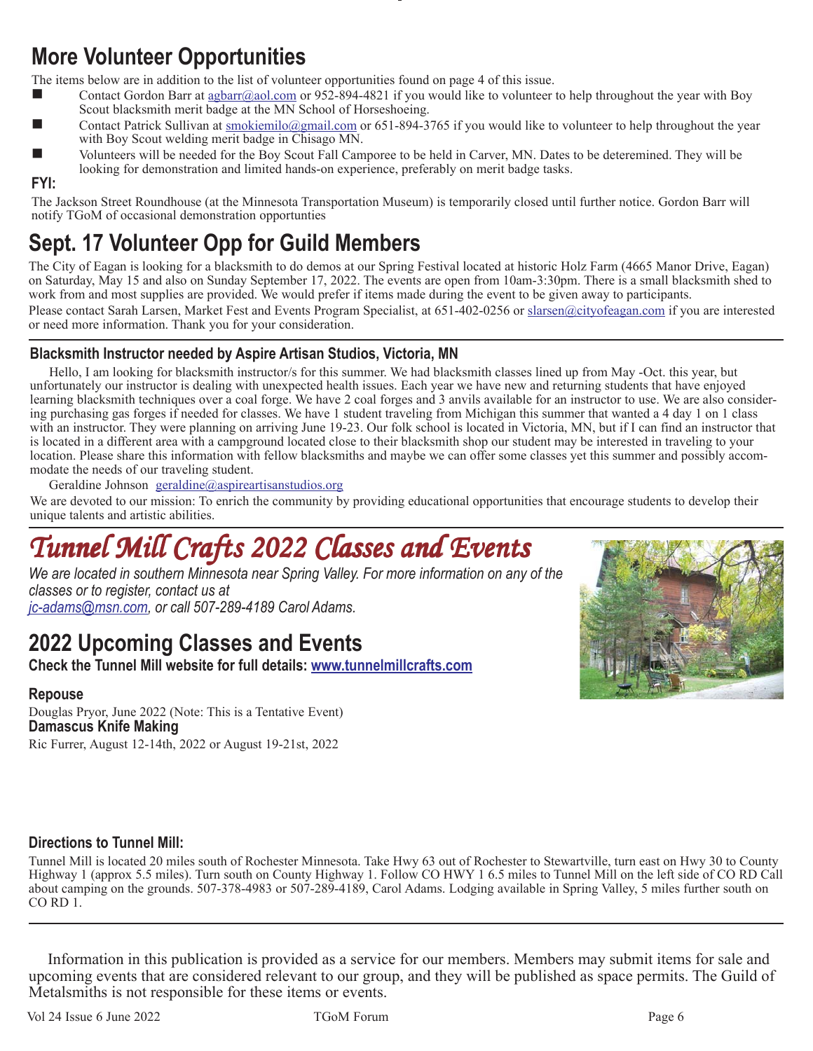## More Volunteer Opportunities

The items below are in addition to the list of volunteer opportunities found on page 4 of this issue.

- Contact Gordon Barr at agbarr@aol.com or 952-894-4821 if you would like to volunteer to help throughout the year with Boy Scout blacksmith merit badge at the MN School of Horseshoeing.
- Contact Patrick Sullivan at smokiemilo@gmail.com or 651-894-3765 if you would like to volunteer to help throughout the year with Boy Scout welding merit badge in Chisago MN.
- Volunteers will be needed for the Boy Scout Fall Camporee to be held in Carver, MN. Dates to be deteremined. They will be looking for demonstration and limited hands-on experience, preferably on merit badge tasks.

**FYI:**

The Jackson Street Roundhouse (at the Minnesota Transportation Museum) is temporarily closed until further notice. Gordon Barr will notify TGoM of occasional demonstration opportunties

## Sept. 17 Volunteer Opp for Guild Members

The City of Eagan is looking for a blacksmith to do demos at our Spring Festival located at historic Holz Farm (4665 Manor Drive, Eagan) on Saturday, May 15 and also on Sunday September 17, 2022. The events are open from 10am-3:30pm. There is a small blacksmith shed to work from and most supplies are provided. We would prefer if items made during the event to be given away to participants.

Please contact Sarah Larsen, Market Fest and Events Program Specialist, at 651-402-0256 or slarsen@cityofeagan.com if you are interested or need more information. Thank you for your consideration.

### Blacksmith Instructor needed by Aspire Artisan Studios, Victoria, MN

Hello, I am looking for blacksmith instructor/s for this summer. We had blacksmith classes lined up from May -Oct. this year, but unfortunately our instructor is dealing with unexpected health issues. Each year we have new and returning students that have enjoyed learning blacksmith techniques over a coal forge. We have 2 coal forges and 3 anvils available for an instructor to use. We are also considering purchasing gas forges if needed for classes. We have 1 student traveling from Michigan this summer that wanted a 4 day 1 on 1 class with an instructor. They were planning on arriving June 19-23. Our folk school is located in Victoria, MN, but if I can find an instructor that is located in a different area with a campground located close to their blacksmith shop our student may be interested in traveling to your location. Please share this information with fellow blacksmiths and maybe we can offer some classes yet this summer and possibly accommodate the needs of our traveling student.

Geraldine Johnson geraldine@aspireartisanstudios.org

We are devoted to our mission: To enrich the community by providing educational opportunities that encourage students to develop their unique talents and artistic abilities.

# *Tunnel Mill Crafts 2022 Classes and Events*

*We are located in southern Minnesota near Spring Valley. For more information on any of the classes or to register, contact us at jc-adams@msn.com, or call 507-289-4189 Carol Adams.*

## 2022 Upcoming Classes and Events

**Check the Tunnel Mill website for full details: www.tunnelmillcrafts.com**

**Repouse**

Douglas Pryor, June 2022 (Note: This is a Tentative Event)

**Damascus Knife Making**

Ric Furrer, August 12-14th, 2022 or August 19-21st, 2022

### Directions to Tunnel Mill:

Tunnel Mill is located 20 miles south of Rochester Minnesota. Take Hwy 63 out of Rochester to Stewartville, turn east on Hwy 30 to County Highway 1 (approx 5.5 miles). Turn south on County Highway 1. Follow CO HWY 1 6.5 miles to Tunnel Mill on the left side of CO RD Call about camping on the grounds. 507-378-4983 or 507-289-4189, Carol Adams. Lodging available in Spring Valley, 5 miles further south on CO RD 1.

Information in this publication is provided as a service for our members. Members may submit items for sale and upcoming events that are considered relevant to our group, and they will be published as space permits. The Guild of Metalsmiths is not responsible for these items or events.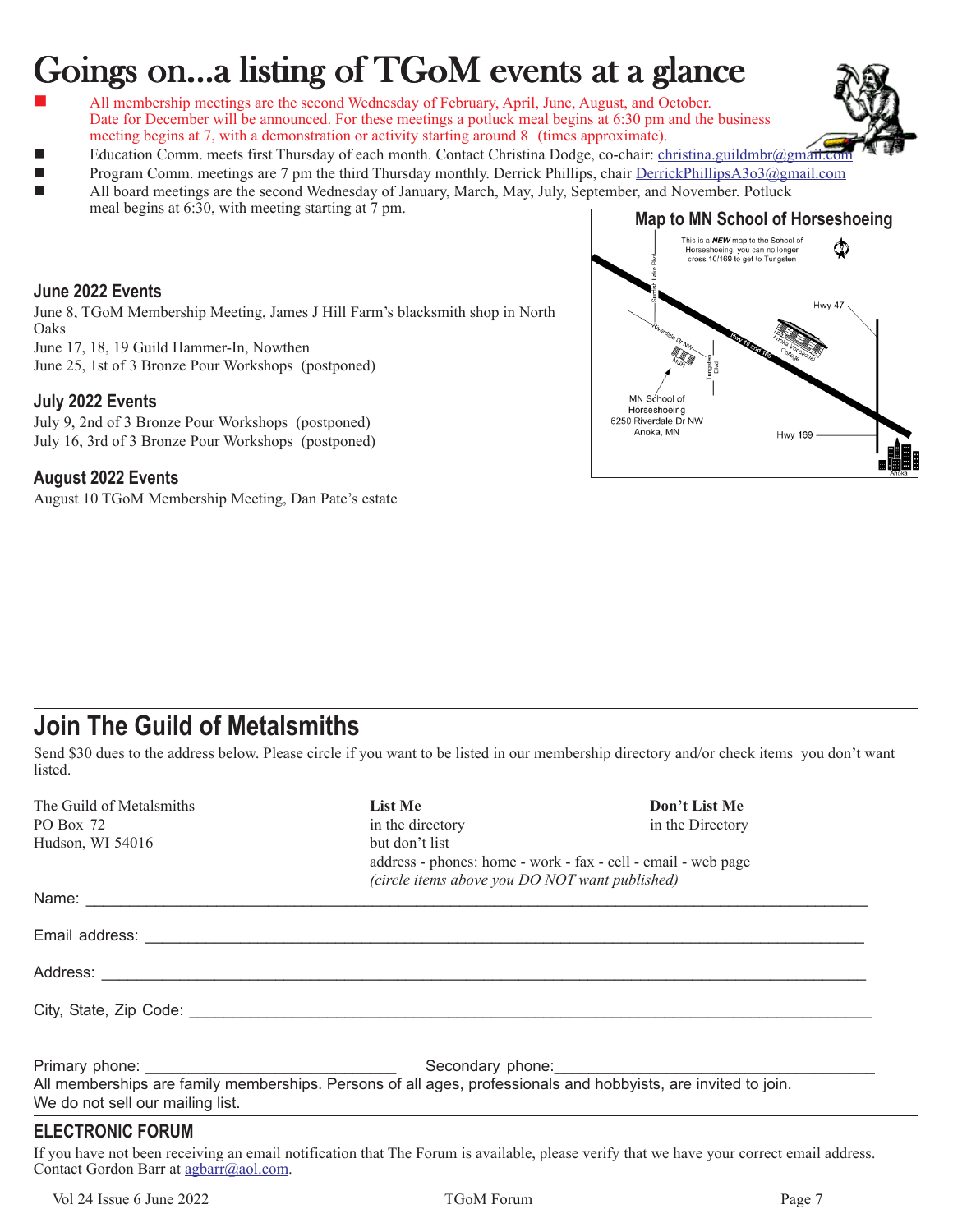# Goings on...a listing of TGoM events at a glance

- All membership meetings are the second Wednesday of February, April, June, August, and October. Date for December will be announced. For these meetings a potluck meal begins at 6:30 pm and the business meeting begins at 7, with a demonstration or activity starting around 8 (times approximate).
- Education Comm. meets first Thursday of each month. Contact Christina Dodge, co-chair: christina.guildmbr@gmail.com
- Program Comm. meetings are 7 pm the third Thursday monthly. Derrick Phillips, chair DerrickPhillipsA3o3@gmail.com
- All board meetings are the second Wednesday of January, March, May, July, September, and November. Potluck meal begins at 6:30, with meeting starting at 7 pm.

## June 2022 Events

June 8, TGoM Membership Meeting, James J Hill Farm's blacksmith shop in North Oaks
June 17, 18, 19 Guild Hammer-In, Nowthen
June 25, 1st of 3 Bronze Pour Workshops (postponed)

## July 2022 Events

July 9, 2nd of 3 Bronze Pour Workshops (postponed)
July 16, 3rd of 3 Bronze Pour Workshops (postponed)

## August 2022 Events

August 10 TGoM Membership Meeting, Dan Pate's estate

## Map to MN School of Horseshoeing

This is a ***NEW*** map to the School of Horseshoeing, you can no longer cross 10/169 to get to Tungsten

Sunfish Lake Blvd; Riverdale Dr NW; Tungsten Blvd; Hwy 10 and 169; Anoka Vocational College; Hwy 47; Hwy 169; MSH; Anoka

MN School of Horseshoeing
6250 Riverdale Dr NW
Anoka, MN

# Join The Guild of Metalsmiths

Send $30 dues to the address below. Please circle if you want to be listed in our membership directory and/or check items you don't want listed.

The Guild of Metalsmiths
PO Box 72
Hudson, WI 54016

**List Me** in the directory but don't list address - phones: home - work - fax - cell - email - web page
*(circle items above you DO NOT want published)*

**Don't List Me** in the Directory

Name: ______________________________

Email address: ______________________________

Address: ______________________________

City, State, Zip Code: ______________________________

Primary phone: ______________________________ Secondary phone: ______________________________

All memberships are family memberships. Persons of all ages, professionals and hobbyists, are invited to join.
We do not sell our mailing list.

## ELECTRONIC FORUM

If you have not been receiving an email notification that The Forum is available, please verify that we have your correct email address. Contact Gordon Barr at agbarr@aol.com.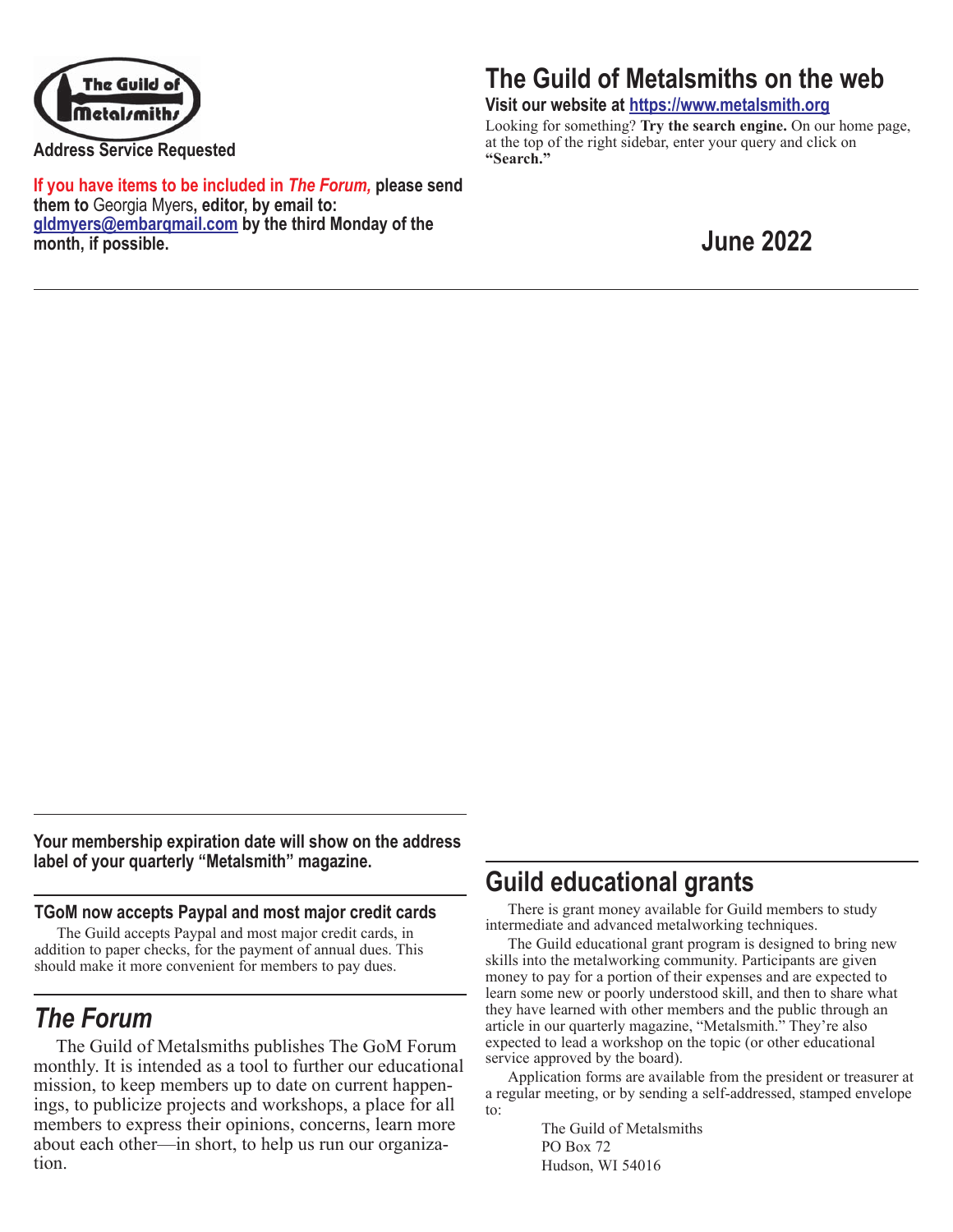The Guild of Metalsmiths

**Address Service Requested**

**If you have items to be included in *The Forum,* please send them to** Georgia Myers**, editor, by email to: gldmyers@embarqmail.com by the third Monday of the month, if possible.**

## The Guild of Metalsmiths on the web

**Visit our website at https://www.metalsmith.org**

Looking for something? **Try the search engine.** On our home page, at the top of the right sidebar, enter your query and click on **"Search."**

## June 2022

**Your membership expiration date will show on the address label of your quarterly "Metalsmith" magazine.**

**TGoM now accepts Paypal and most major credit cards**

The Guild accepts Paypal and most major credit cards, in addition to paper checks, for the payment of annual dues. This should make it more convenient for members to pay dues.

## *The Forum*

The Guild of Metalsmiths publishes The GoM Forum monthly. It is intended as a tool to further our educational mission, to keep members up to date on current happenings, to publicize projects and workshops, a place for all members to express their opinions, concerns, learn more about each other—in short, to help us run our organization.

## Guild educational grants

There is grant money available for Guild members to study intermediate and advanced metalworking techniques.

The Guild educational grant program is designed to bring new skills into the metalworking community. Participants are given money to pay for a portion of their expenses and are expected to learn some new or poorly understood skill, and then to share what they have learned with other members and the public through an article in our quarterly magazine, "Metalsmith." They're also expected to lead a workshop on the topic (or other educational service approved by the board).

Application forms are available from the president or treasurer at a regular meeting, or by sending a self-addressed, stamped envelope to:

The Guild of Metalsmiths
PO Box 72
Hudson, WI 54016